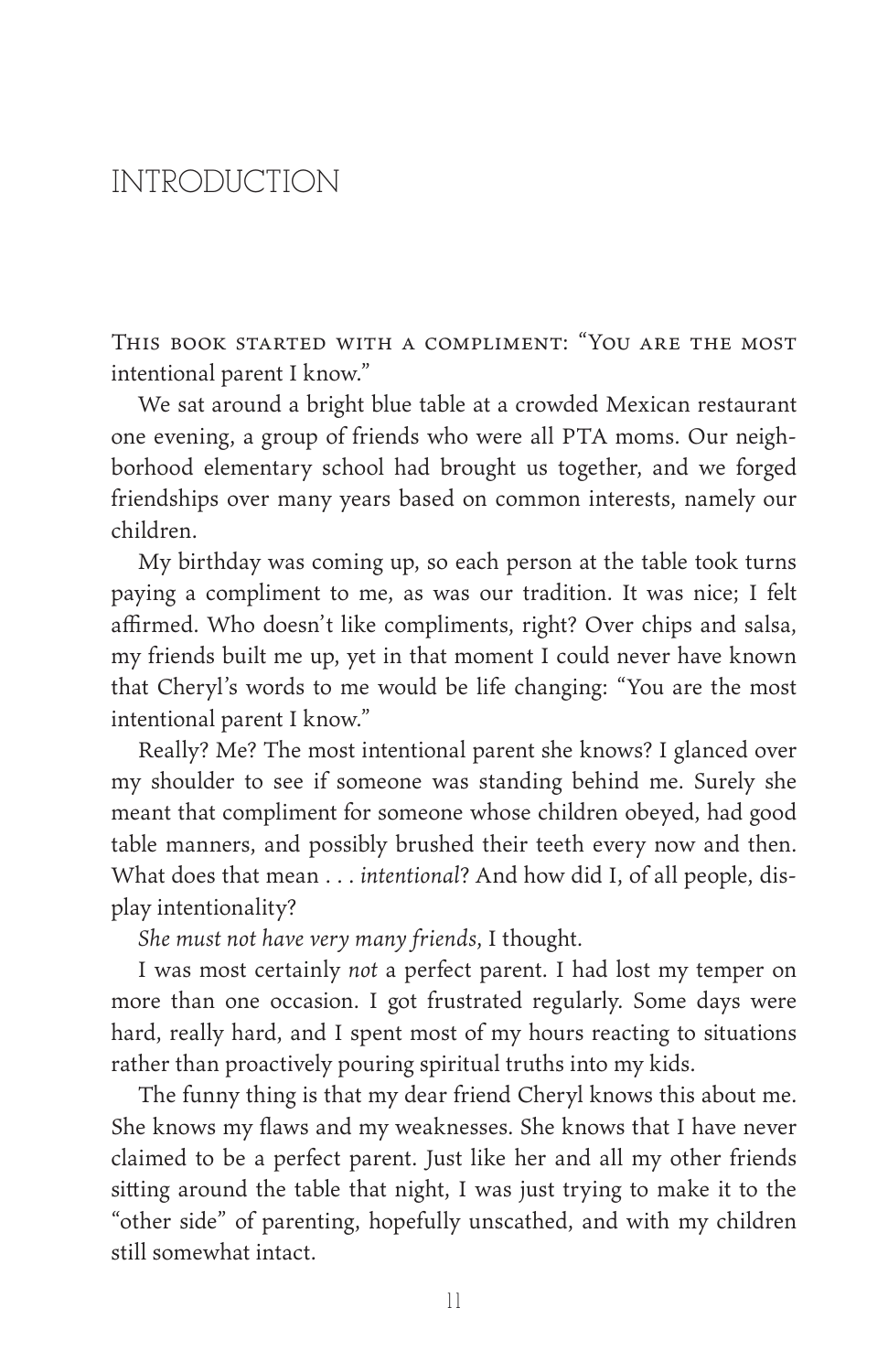# INTRODUCTION

This book started with a compliment: "You are the most intentional parent I know."

We sat around a bright blue table at a crowded Mexican restaurant one evening, a group of friends who were all PTA moms. Our neighborhood elementary school had brought us together, and we forged friendships over many years based on common interests, namely our children.

My birthday was coming up, so each person at the table took turns paying a compliment to me, as was our tradition. It was nice; I felt affirmed. Who doesn't like compliments, right? Over chips and salsa, my friends built me up, yet in that moment I could never have known that Cheryl's words to me would be life changing: "You are the most intentional parent I know."

Really? Me? The most intentional parent she knows? I glanced over my shoulder to see if someone was standing behind me. Surely she meant that compliment for someone whose children obeyed, had good table manners, and possibly brushed their teeth every now and then. What does that mean . . . *intentional*? And how did I, of all people, display intentionality?

*She must not have very many friends*, I thought.

I was most certainly *not* a perfect parent. I had lost my temper on more than one occasion. I got frustrated regularly. Some days were hard, really hard, and I spent most of my hours reacting to situations rather than proactively pouring spiritual truths into my kids.

The funny thing is that my dear friend Cheryl knows this about me. She knows my flaws and my weaknesses. She knows that I have never claimed to be a perfect parent. Just like her and all my other friends sitting around the table that night, I was just trying to make it to the "other side" of parenting, hopefully unscathed, and with my children still somewhat intact.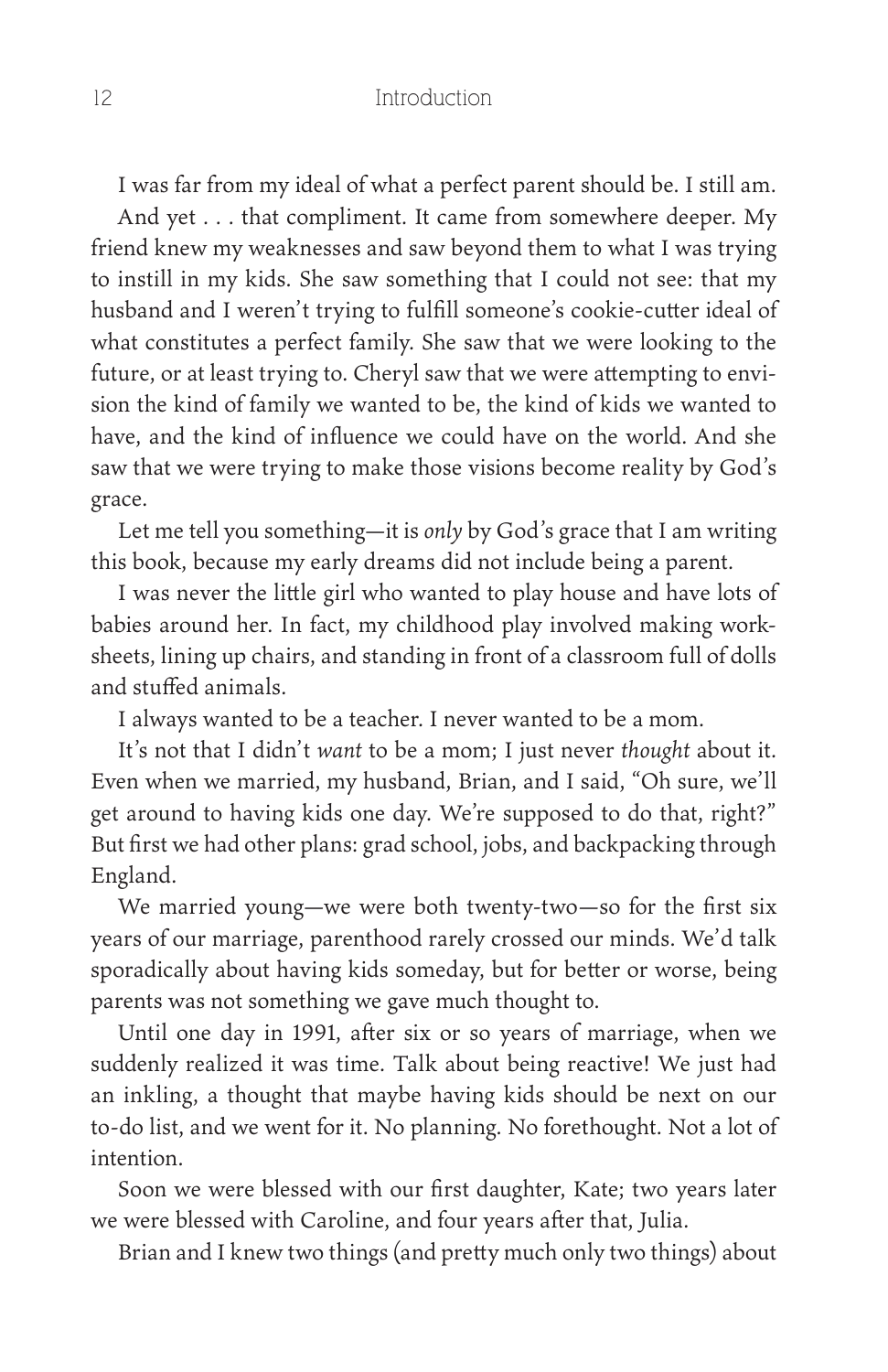I was far from my ideal of what a perfect parent should be. I still am.

And yet . . . that compliment. It came from somewhere deeper. My friend knew my weaknesses and saw beyond them to what I was trying to instill in my kids. She saw something that I could not see: that my husband and I weren't trying to fulfill someone's cookie-cutter ideal of what constitutes a perfect family. She saw that we were looking to the future, or at least trying to. Cheryl saw that we were attempting to envision the kind of family we wanted to be, the kind of kids we wanted to have, and the kind of influence we could have on the world. And she saw that we were trying to make those visions become reality by God's grace.

Let me tell you something—it is *only* by God's grace that I am writing this book, because my early dreams did not include being a parent.

I was never the little girl who wanted to play house and have lots of babies around her. In fact, my childhood play involved making worksheets, lining up chairs, and standing in front of a classroom full of dolls and stuffed animals.

I always wanted to be a teacher. I never wanted to be a mom.

It's not that I didn't *want* to be a mom; I just never *thought* about it. Even when we married, my husband, Brian, and I said, "Oh sure, we'll get around to having kids one day. We're supposed to do that, right?" But first we had other plans: grad school, jobs, and backpacking through England.

We married young—we were both twenty-two—so for the first six years of our marriage, parenthood rarely crossed our minds. We'd talk sporadically about having kids someday, but for better or worse, being parents was not something we gave much thought to.

Until one day in 1991, after six or so years of marriage, when we suddenly realized it was time. Talk about being reactive! We just had an inkling, a thought that maybe having kids should be next on our to-do list, and we went for it. No planning. No forethought. Not a lot of intention.

Soon we were blessed with our first daughter, Kate; two years later we were blessed with Caroline, and four years after that, Julia.

Brian and I knew two things (and pretty much only two things) about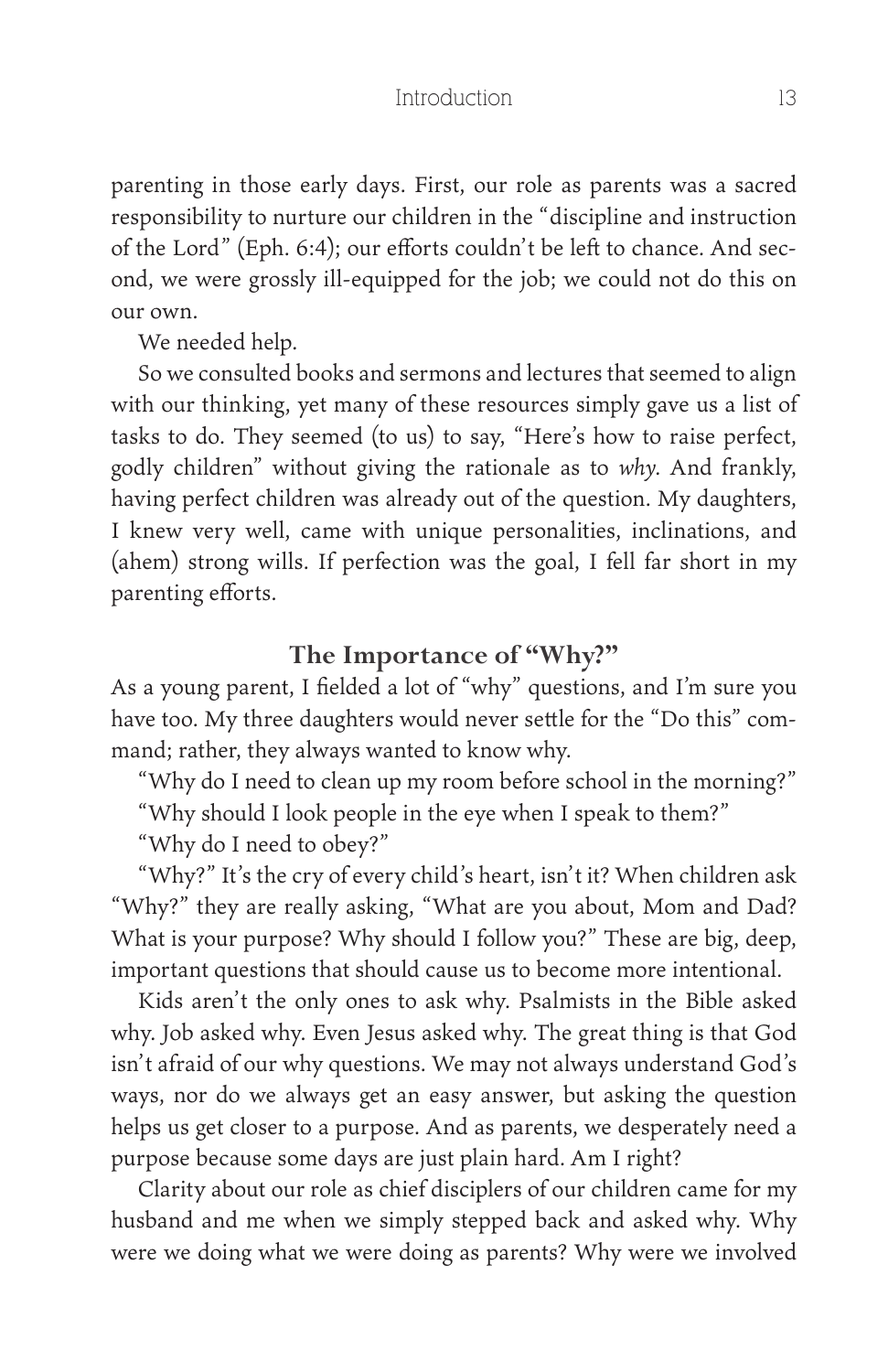parenting in those early days. First, our role as parents was a sacred responsibility to nurture our children in the "discipline and instruction of the Lord" (Eph. 6:4); our efforts couldn't be left to chance. And second, we were grossly ill-equipped for the job; we could not do this on our own.

We needed help.

So we consulted books and sermons and lectures that seemed to align with our thinking, yet many of these resources simply gave us a list of tasks to do. They seemed (to us) to say, "Here's how to raise perfect, godly children" without giving the rationale as to *why*. And frankly, having perfect children was already out of the question. My daughters, I knew very well, came with unique personalities, inclinations, and (ahem) strong wills. If perfection was the goal, I fell far short in my parenting efforts.

## The Importance of "Why?"

As a young parent, I fielded a lot of "why" questions, and I'm sure you have too. My three daughters would never settle for the "Do this" command; rather, they always wanted to know why.

"Why do I need to clean up my room before school in the morning?"

"Why should I look people in the eye when I speak to them?"

"Why do I need to obey?"

"Why?" It's the cry of every child's heart, isn't it? When children ask "Why?" they are really asking, "What are you about, Mom and Dad? What is your purpose? Why should I follow you?" These are big, deep, important questions that should cause us to become more intentional.

Kids aren't the only ones to ask why. Psalmists in the Bible asked why. Job asked why. Even Jesus asked why. The great thing is that God isn't afraid of our why questions. We may not always understand God's ways, nor do we always get an easy answer, but asking the question helps us get closer to a purpose. And as parents, we desperately need a purpose because some days are just plain hard. Am I right?

Clarity about our role as chief disciplers of our children came for my husband and me when we simply stepped back and asked why. Why were we doing what we were doing as parents? Why were we involved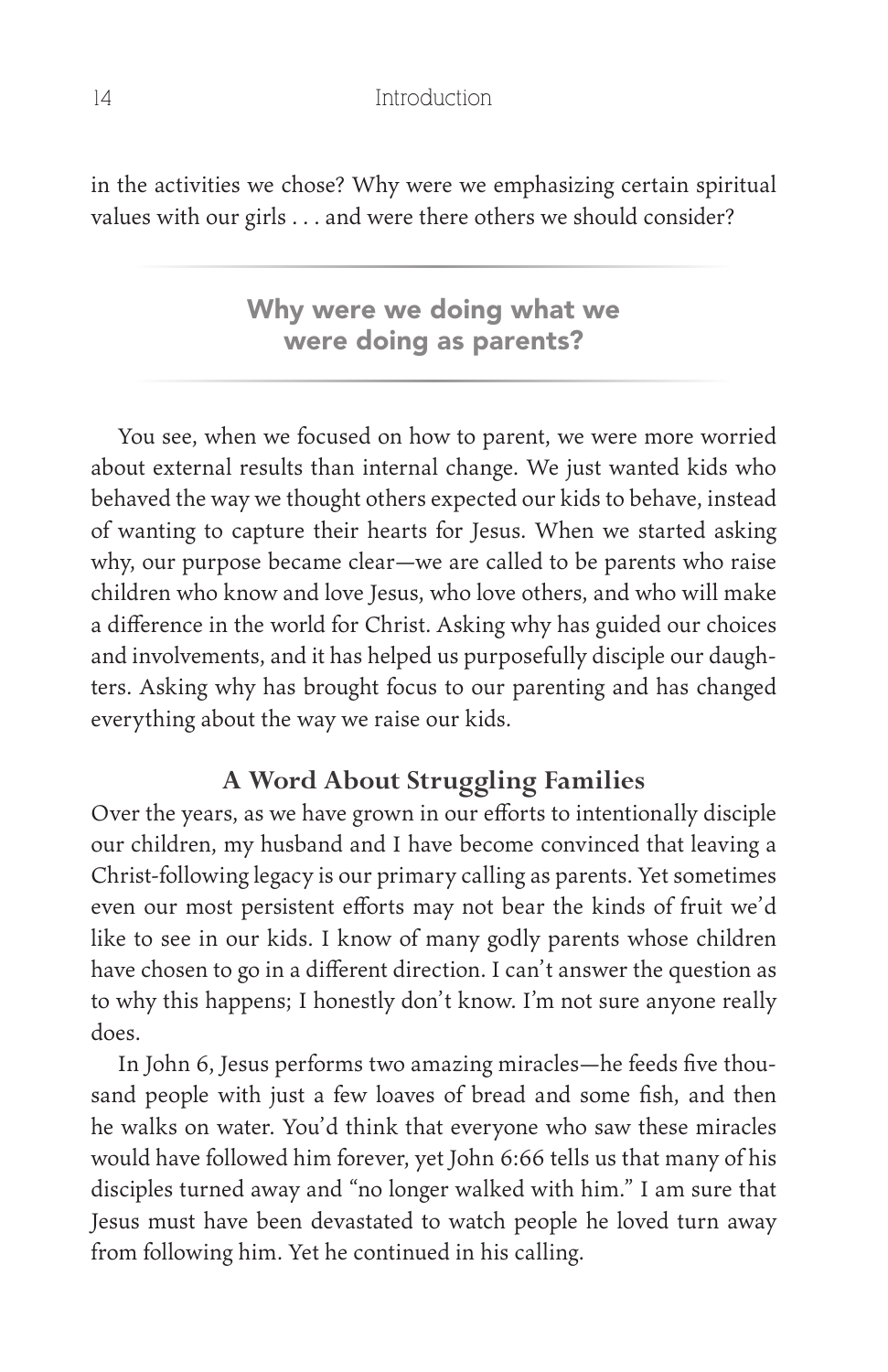in the activities we chose? Why were we emphasizing certain spiritual values with our girls . . . and were there others we should consider?

**Why were we doing what we were doing as parents?**

You see, when we focused on how to parent, we were more worried about external results than internal change. We just wanted kids who behaved the way we thought others expected our kids to behave, instead of wanting to capture their hearts for Jesus. When we started asking why, our purpose became clear—we are called to be parents who raise children who know and love Jesus, who love others, and who will make a difference in the world for Christ. Asking why has guided our choices and involvements, and it has helped us purposefully disciple our daughters. Asking why has brought focus to our parenting and has changed everything about the way we raise our kids.

### A Word About Struggling Families

Over the years, as we have grown in our efforts to intentionally disciple our children, my husband and I have become convinced that leaving a Christ-following legacy is our primary calling as parents. Yet sometimes even our most persistent efforts may not bear the kinds of fruit we'd like to see in our kids. I know of many godly parents whose children have chosen to go in a different direction. I can't answer the question as to why this happens; I honestly don't know. I'm not sure anyone really does.

In John 6, Jesus performs two amazing miracles—he feeds five thousand people with just a few loaves of bread and some fish, and then he walks on water. You'd think that everyone who saw these miracles would have followed him forever, yet John 6:66 tells us that many of his disciples turned away and "no longer walked with him." I am sure that Jesus must have been devastated to watch people he loved turn away from following him. Yet he continued in his calling.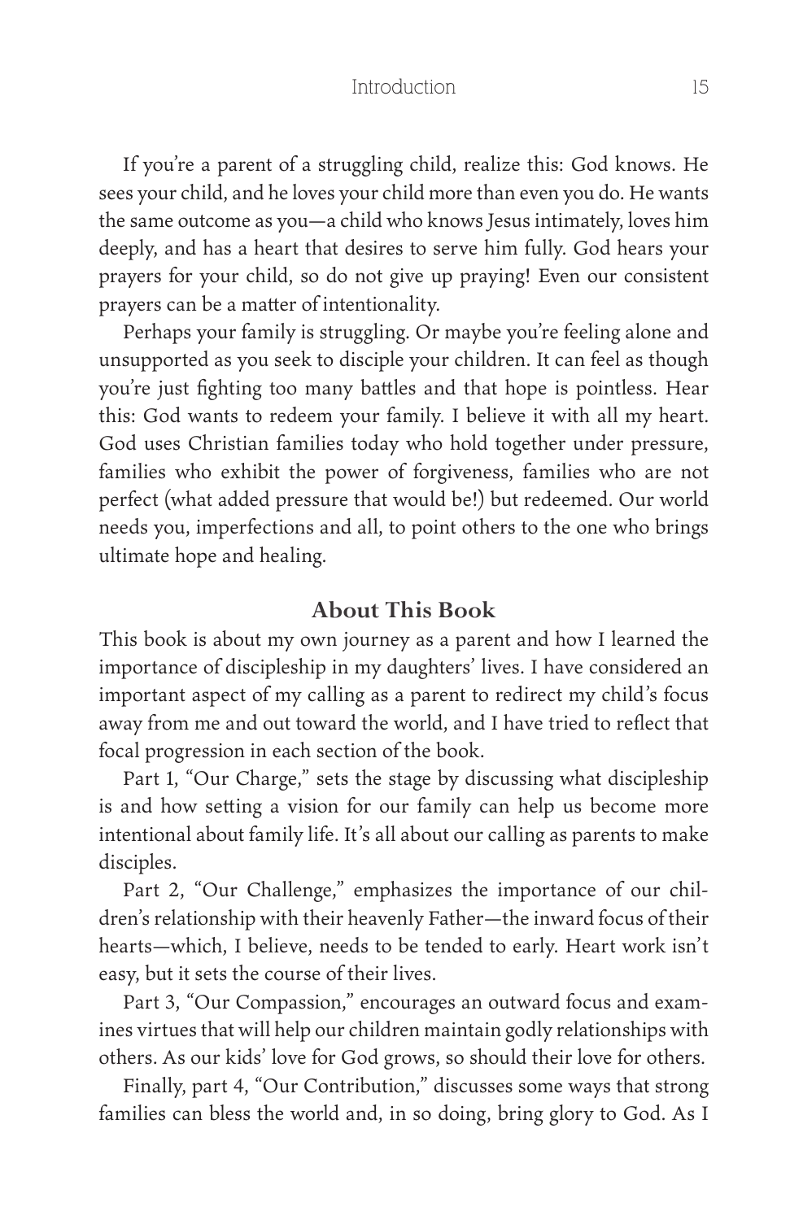If you're a parent of a struggling child, realize this: God knows. He sees your child, and he loves your child more than even you do. He wants the same outcome as you—a child who knows Jesus intimately, loves him deeply, and has a heart that desires to serve him fully. God hears your prayers for your child, so do not give up praying! Even our consistent prayers can be a matter of intentionality.

Perhaps your family is struggling. Or maybe you're feeling alone and unsupported as you seek to disciple your children. It can feel as though you're just fighting too many battles and that hope is pointless. Hear this: God wants to redeem your family. I believe it with all my heart. God uses Christian families today who hold together under pressure, families who exhibit the power of forgiveness, families who are not perfect (what added pressure that would be!) but redeemed. Our world needs you, imperfections and all, to point others to the one who brings ultimate hope and healing.

## About This Book

This book is about my own journey as a parent and how I learned the importance of discipleship in my daughters' lives. I have considered an important aspect of my calling as a parent to redirect my child's focus away from me and out toward the world, and I have tried to reflect that focal progression in each section of the book.

Part 1, "Our Charge," sets the stage by discussing what discipleship is and how setting a vision for our family can help us become more intentional about family life. It's all about our calling as parents to make disciples.

Part 2, "Our Challenge," emphasizes the importance of our children's relationship with their heavenly Father—the inward focus of their hearts—which, I believe, needs to be tended to early. Heart work isn't easy, but it sets the course of their lives.

Part 3, "Our Compassion," encourages an outward focus and examines virtues that will help our children maintain godly relationships with others. As our kids' love for God grows, so should their love for others.

Finally, part 4, "Our Contribution," discusses some ways that strong families can bless the world and, in so doing, bring glory to God. As I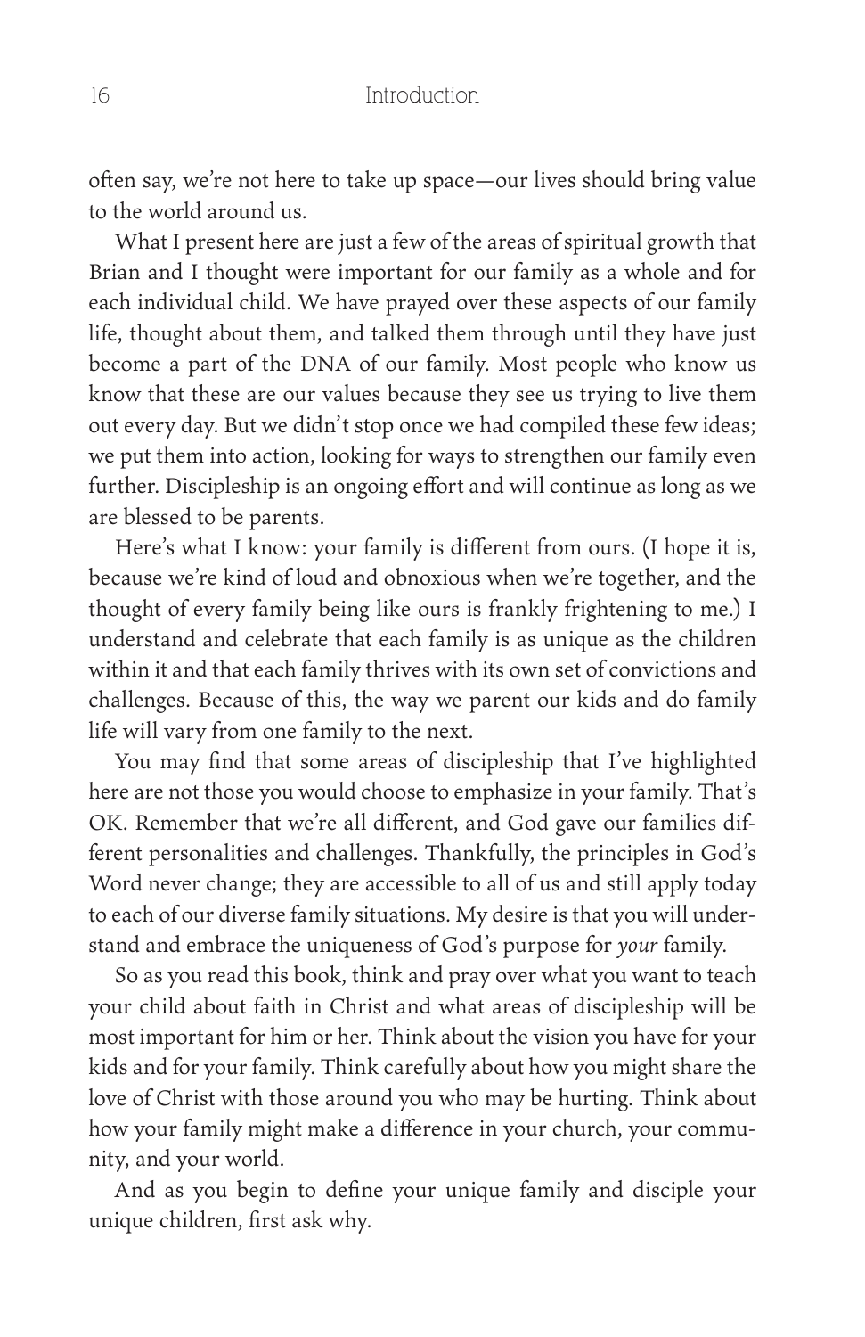often say, we're not here to take up space—our lives should bring value to the world around us.

What I present here are just a few of the areas of spiritual growth that Brian and I thought were important for our family as a whole and for each individual child. We have prayed over these aspects of our family life, thought about them, and talked them through until they have just become a part of the DNA of our family. Most people who know us know that these are our values because they see us trying to live them out every day. But we didn't stop once we had compiled these few ideas; we put them into action, looking for ways to strengthen our family even further. Discipleship is an ongoing effort and will continue as long as we are blessed to be parents.

Here's what I know: your family is different from ours. (I hope it is, because we're kind of loud and obnoxious when we're together, and the thought of every family being like ours is frankly frightening to me.) I understand and celebrate that each family is as unique as the children within it and that each family thrives with its own set of convictions and challenges. Because of this, the way we parent our kids and do family life will vary from one family to the next.

You may find that some areas of discipleship that I've highlighted here are not those you would choose to emphasize in your family. That's OK. Remember that we're all different, and God gave our families different personalities and challenges. Thankfully, the principles in God's Word never change; they are accessible to all of us and still apply today to each of our diverse family situations. My desire is that you will understand and embrace the uniqueness of God's purpose for *your* family.

So as you read this book, think and pray over what you want to teach your child about faith in Christ and what areas of discipleship will be most important for him or her. Think about the vision you have for your kids and for your family. Think carefully about how you might share the love of Christ with those around you who may be hurting. Think about how your family might make a difference in your church, your community, and your world.

And as you begin to define your unique family and disciple your unique children, first ask why.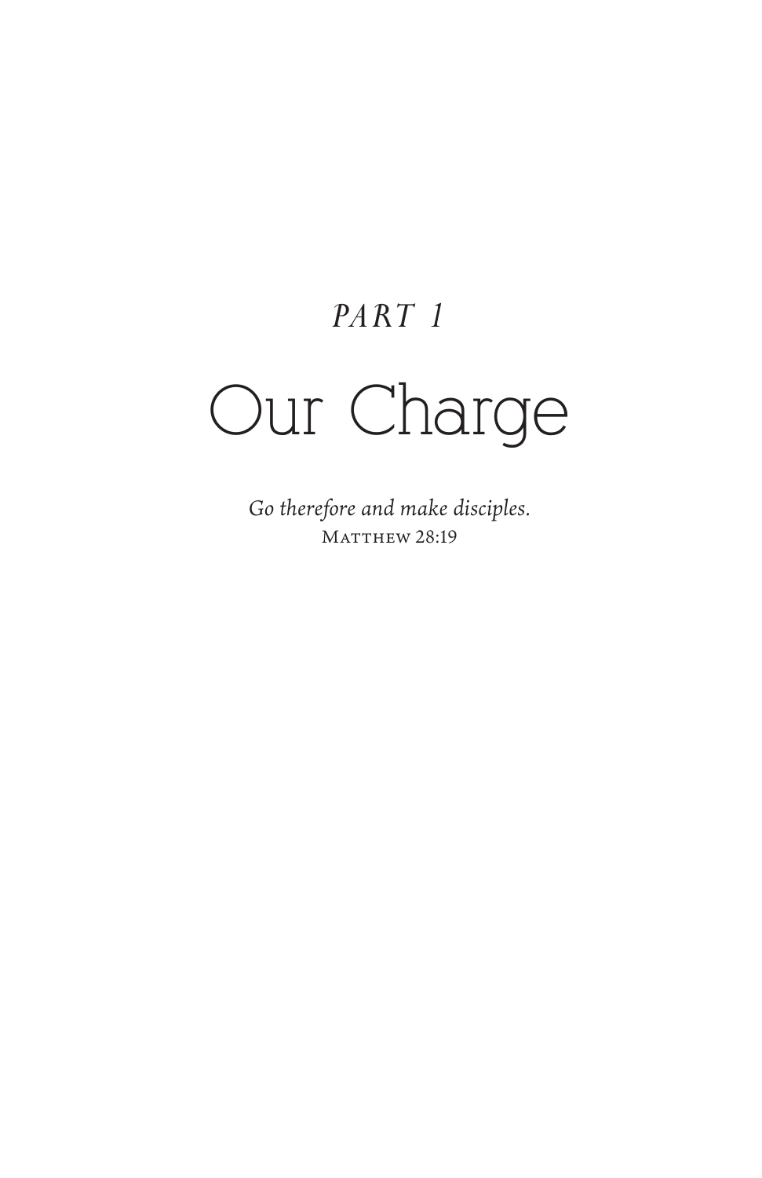*PART 1*

# Our Charge

*Go therefore and make disciples.*
MATTHEW 28:19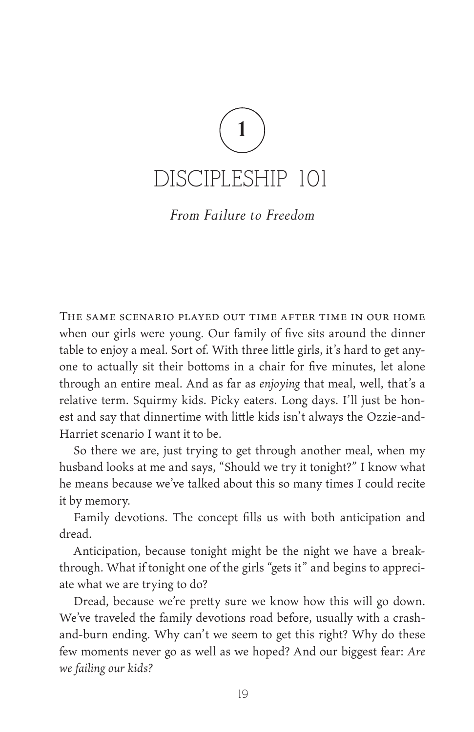# 1

# DISCIPLESHIP 101

*From Failure to Freedom*

The same scenario played out time after time in our home when our girls were young. Our family of five sits around the dinner table to enjoy a meal. Sort of. With three little girls, it's hard to get anyone to actually sit their bottoms in a chair for five minutes, let alone through an entire meal. And as far as *enjoying* that meal, well, that's a relative term. Squirmy kids. Picky eaters. Long days. I'll just be honest and say that dinnertime with little kids isn't always the Ozzie-and-Harriet scenario I want it to be.

So there we are, just trying to get through another meal, when my husband looks at me and says, "Should we try it tonight?" I know what he means because we've talked about this so many times I could recite it by memory.

Family devotions. The concept fills us with both anticipation and dread.

Anticipation, because tonight might be the night we have a breakthrough. What if tonight one of the girls "gets it" and begins to appreciate what we are trying to do?

Dread, because we're pretty sure we know how this will go down. We've traveled the family devotions road before, usually with a crash-and-burn ending. Why can't we seem to get this right? Why do these few moments never go as well as we hoped? And our biggest fear: *Are we failing our kids?*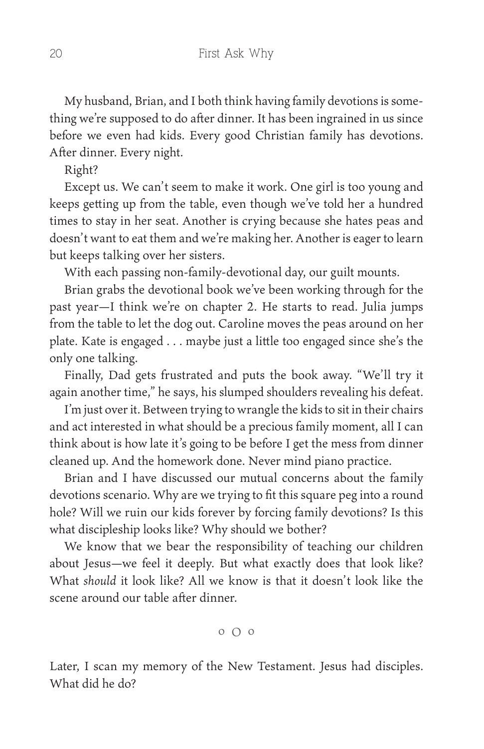My husband, Brian, and I both think having family devotions is something we're supposed to do after dinner. It has been ingrained in us since before we even had kids. Every good Christian family has devotions. After dinner. Every night.

Right?

Except us. We can't seem to make it work. One girl is too young and keeps getting up from the table, even though we've told her a hundred times to stay in her seat. Another is crying because she hates peas and doesn't want to eat them and we're making her. Another is eager to learn but keeps talking over her sisters.

With each passing non-family-devotional day, our guilt mounts.

Brian grabs the devotional book we've been working through for the past year—I think we're on chapter 2. He starts to read. Julia jumps from the table to let the dog out. Caroline moves the peas around on her plate. Kate is engaged . . . maybe just a little too engaged since she's the only one talking.

Finally, Dad gets frustrated and puts the book away. "We'll try it again another time," he says, his slumped shoulders revealing his defeat.

I'm just over it. Between trying to wrangle the kids to sit in their chairs and act interested in what should be a precious family moment, all I can think about is how late it's going to be before I get the mess from dinner cleaned up. And the homework done. Never mind piano practice.

Brian and I have discussed our mutual concerns about the family devotions scenario. Why are we trying to fit this square peg into a round hole? Will we ruin our kids forever by forcing family devotions? Is this what discipleship looks like? Why should we bother?

We know that we bear the responsibility of teaching our children about Jesus—we feel it deeply. But what exactly does that look like? What *should* it look like? All we know is that it doesn't look like the scene around our table after dinner.

o O o

Later, I scan my memory of the New Testament. Jesus had disciples. What did he do?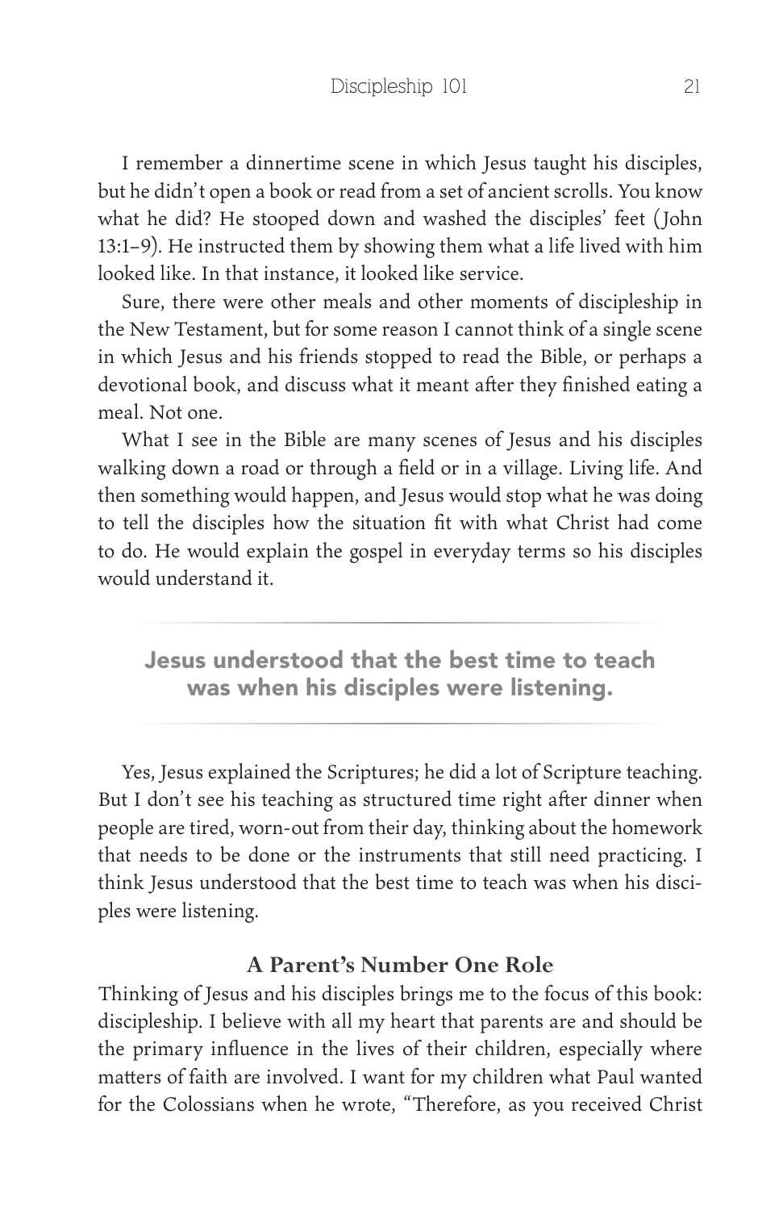I remember a dinnertime scene in which Jesus taught his disciples, but he didn't open a book or read from a set of ancient scrolls. You know what he did? He stooped down and washed the disciples' feet (John 13:1–9). He instructed them by showing them what a life lived with him looked like. In that instance, it looked like service.

Sure, there were other meals and other moments of discipleship in the New Testament, but for some reason I cannot think of a single scene in which Jesus and his friends stopped to read the Bible, or perhaps a devotional book, and discuss what it meant after they finished eating a meal. Not one.

What I see in the Bible are many scenes of Jesus and his disciples walking down a road or through a field or in a village. Living life. And then something would happen, and Jesus would stop what he was doing to tell the disciples how the situation fit with what Christ had come to do. He would explain the gospel in everyday terms so his disciples would understand it.

---

**Jesus understood that the best time to teach was when his disciples were listening.**

---

Yes, Jesus explained the Scriptures; he did a lot of Scripture teaching. But I don't see his teaching as structured time right after dinner when people are tired, worn-out from their day, thinking about the homework that needs to be done or the instruments that still need practicing. I think Jesus understood that the best time to teach was when his disciples were listening.

### A Parent's Number One Role

Thinking of Jesus and his disciples brings me to the focus of this book: discipleship. I believe with all my heart that parents are and should be the primary influence in the lives of their children, especially where matters of faith are involved. I want for my children what Paul wanted for the Colossians when he wrote, "Therefore, as you received Christ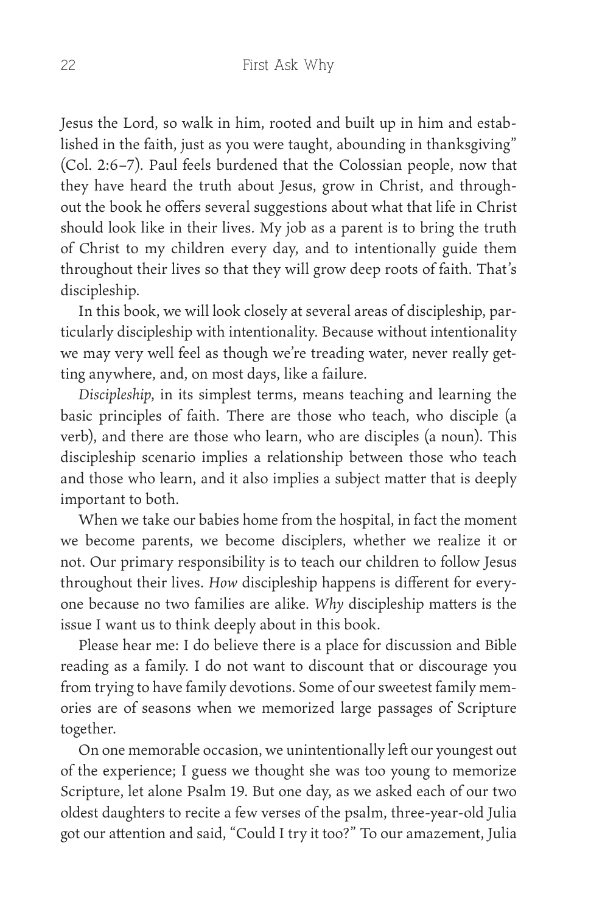Jesus the Lord, so walk in him, rooted and built up in him and established in the faith, just as you were taught, abounding in thanksgiving" (Col. 2:6–7). Paul feels burdened that the Colossian people, now that they have heard the truth about Jesus, grow in Christ, and throughout the book he offers several suggestions about what that life in Christ should look like in their lives. My job as a parent is to bring the truth of Christ to my children every day, and to intentionally guide them throughout their lives so that they will grow deep roots of faith. That's discipleship.

In this book, we will look closely at several areas of discipleship, particularly discipleship with intentionality. Because without intentionality we may very well feel as though we're treading water, never really getting anywhere, and, on most days, like a failure.

*Discipleship*, in its simplest terms, means teaching and learning the basic principles of faith. There are those who teach, who disciple (a verb), and there are those who learn, who are disciples (a noun). This discipleship scenario implies a relationship between those who teach and those who learn, and it also implies a subject matter that is deeply important to both.

When we take our babies home from the hospital, in fact the moment we become parents, we become disciplers, whether we realize it or not. Our primary responsibility is to teach our children to follow Jesus throughout their lives. *How* discipleship happens is different for everyone because no two families are alike. *Why* discipleship matters is the issue I want us to think deeply about in this book.

Please hear me: I do believe there is a place for discussion and Bible reading as a family. I do not want to discount that or discourage you from trying to have family devotions. Some of our sweetest family memories are of seasons when we memorized large passages of Scripture together.

On one memorable occasion, we unintentionally left our youngest out of the experience; I guess we thought she was too young to memorize Scripture, let alone Psalm 19. But one day, as we asked each of our two oldest daughters to recite a few verses of the psalm, three-year-old Julia got our attention and said, "Could I try it too?" To our amazement, Julia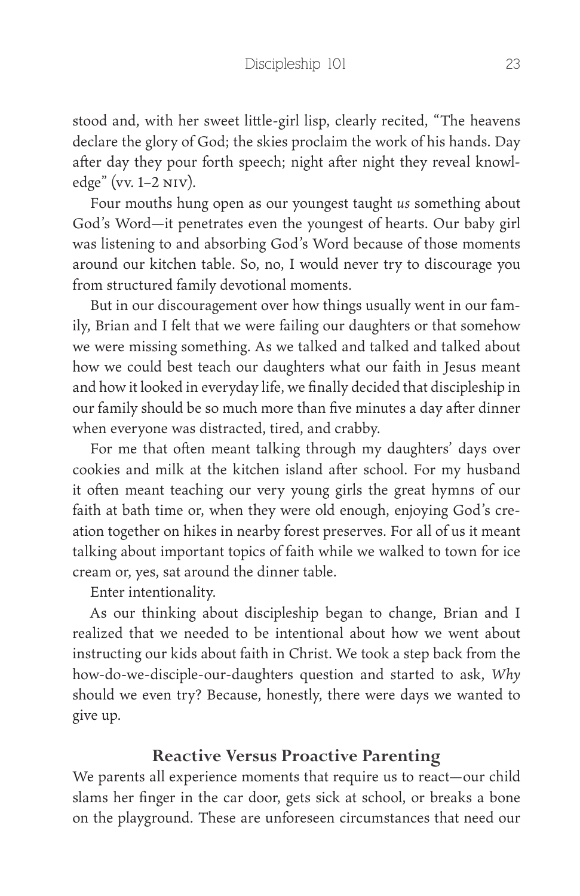stood and, with her sweet little-girl lisp, clearly recited, "The heavens declare the glory of God; the skies proclaim the work of his hands. Day after day they pour forth speech; night after night they reveal knowledge" (vv. 1–2 NIV).

Four mouths hung open as our youngest taught *us* something about God's Word—it penetrates even the youngest of hearts. Our baby girl was listening to and absorbing God's Word because of those moments around our kitchen table. So, no, I would never try to discourage you from structured family devotional moments.

But in our discouragement over how things usually went in our family, Brian and I felt that we were failing our daughters or that somehow we were missing something. As we talked and talked and talked about how we could best teach our daughters what our faith in Jesus meant and how it looked in everyday life, we finally decided that discipleship in our family should be so much more than five minutes a day after dinner when everyone was distracted, tired, and crabby.

For me that often meant talking through my daughters' days over cookies and milk at the kitchen island after school. For my husband it often meant teaching our very young girls the great hymns of our faith at bath time or, when they were old enough, enjoying God's creation together on hikes in nearby forest preserves. For all of us it meant talking about important topics of faith while we walked to town for ice cream or, yes, sat around the dinner table.

Enter intentionality.

As our thinking about discipleship began to change, Brian and I realized that we needed to be intentional about how we went about instructing our kids about faith in Christ. We took a step back from the how-do-we-disciple-our-daughters question and started to ask, *Why* should we even try? Because, honestly, there were days we wanted to give up.

## Reactive Versus Proactive Parenting

We parents all experience moments that require us to react—our child slams her finger in the car door, gets sick at school, or breaks a bone on the playground. These are unforeseen circumstances that need our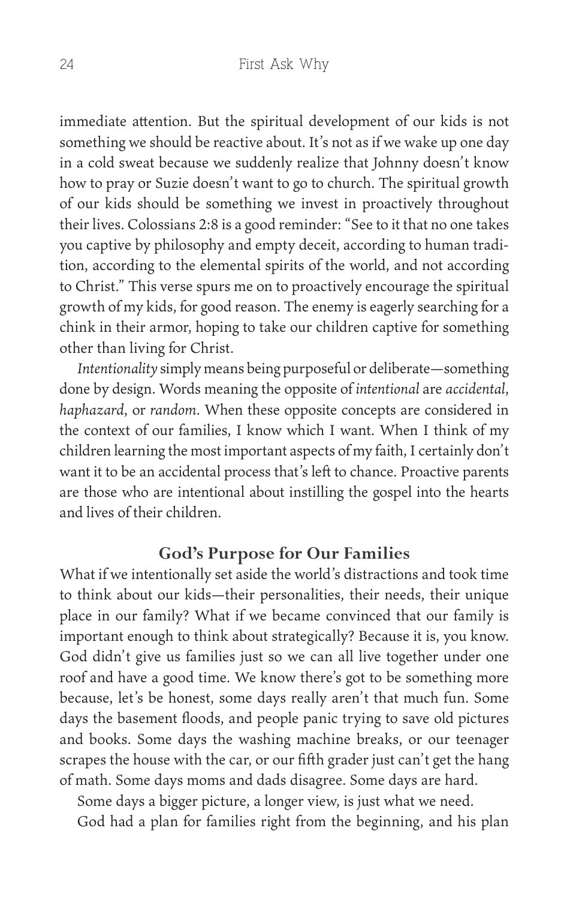immediate attention. But the spiritual development of our kids is not something we should be reactive about. It's not as if we wake up one day in a cold sweat because we suddenly realize that Johnny doesn't know how to pray or Suzie doesn't want to go to church. The spiritual growth of our kids should be something we invest in proactively throughout their lives. Colossians 2:8 is a good reminder: "See to it that no one takes you captive by philosophy and empty deceit, according to human tradition, according to the elemental spirits of the world, and not according to Christ." This verse spurs me on to proactively encourage the spiritual growth of my kids, for good reason. The enemy is eagerly searching for a chink in their armor, hoping to take our children captive for something other than living for Christ.

*Intentionality* simply means being purposeful or deliberate—something done by design. Words meaning the opposite of *intentional* are *accidental*, *haphazard*, or *random*. When these opposite concepts are considered in the context of our families, I know which I want. When I think of my children learning the most important aspects of my faith, I certainly don't want it to be an accidental process that's left to chance. Proactive parents are those who are intentional about instilling the gospel into the hearts and lives of their children.

## God's Purpose for Our Families

What if we intentionally set aside the world's distractions and took time to think about our kids—their personalities, their needs, their unique place in our family? What if we became convinced that our family is important enough to think about strategically? Because it is, you know. God didn't give us families just so we can all live together under one roof and have a good time. We know there's got to be something more because, let's be honest, some days really aren't that much fun. Some days the basement floods, and people panic trying to save old pictures and books. Some days the washing machine breaks, or our teenager scrapes the house with the car, or our fifth grader just can't get the hang of math. Some days moms and dads disagree. Some days are hard.

Some days a bigger picture, a longer view, is just what we need.

God had a plan for families right from the beginning, and his plan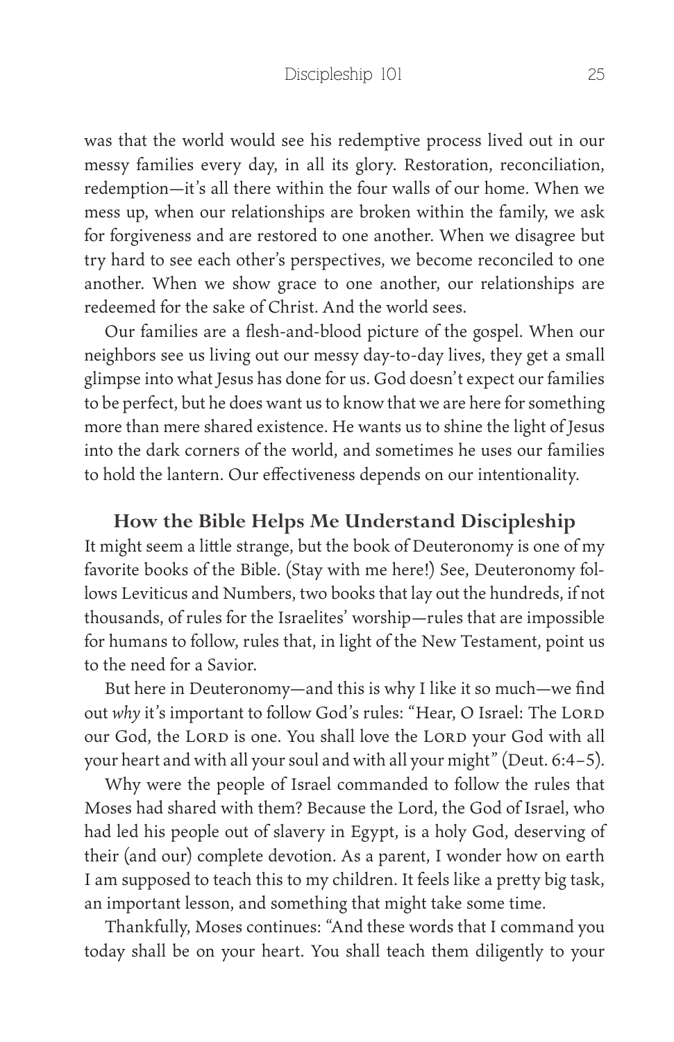was that the world would see his redemptive process lived out in our messy families every day, in all its glory. Restoration, reconciliation, redemption—it's all there within the four walls of our home. When we mess up, when our relationships are broken within the family, we ask for forgiveness and are restored to one another. When we disagree but try hard to see each other's perspectives, we become reconciled to one another. When we show grace to one another, our relationships are redeemed for the sake of Christ. And the world sees.

Our families are a flesh-and-blood picture of the gospel. When our neighbors see us living out our messy day-to-day lives, they get a small glimpse into what Jesus has done for us. God doesn't expect our families to be perfect, but he does want us to know that we are here for something more than mere shared existence. He wants us to shine the light of Jesus into the dark corners of the world, and sometimes he uses our families to hold the lantern. Our effectiveness depends on our intentionality.

## How the Bible Helps Me Understand Discipleship

It might seem a little strange, but the book of Deuteronomy is one of my favorite books of the Bible. (Stay with me here!) See, Deuteronomy follows Leviticus and Numbers, two books that lay out the hundreds, if not thousands, of rules for the Israelites' worship—rules that are impossible for humans to follow, rules that, in light of the New Testament, point us to the need for a Savior.

But here in Deuteronomy—and this is why I like it so much—we find out *why* it's important to follow God's rules: "Hear, O Israel: The Lord our God, the Lord is one. You shall love the Lord your God with all your heart and with all your soul and with all your might" (Deut. 6:4–5).

Why were the people of Israel commanded to follow the rules that Moses had shared with them? Because the Lord, the God of Israel, who had led his people out of slavery in Egypt, is a holy God, deserving of their (and our) complete devotion. As a parent, I wonder how on earth I am supposed to teach this to my children. It feels like a pretty big task, an important lesson, and something that might take some time.

Thankfully, Moses continues: "And these words that I command you today shall be on your heart. You shall teach them diligently to your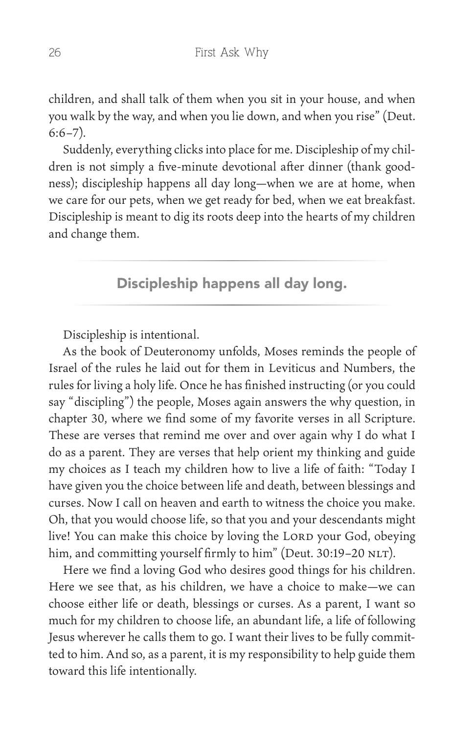children, and shall talk of them when you sit in your house, and when you walk by the way, and when you lie down, and when you rise" (Deut. 6:6–7).

Suddenly, everything clicks into place for me. Discipleship of my children is not simply a five-minute devotional after dinner (thank goodness); discipleship happens all day long—when we are at home, when we care for our pets, when we get ready for bed, when we eat breakfast. Discipleship is meant to dig its roots deep into the hearts of my children and change them.

**Discipleship happens all day long.**

Discipleship is intentional.

As the book of Deuteronomy unfolds, Moses reminds the people of Israel of the rules he laid out for them in Leviticus and Numbers, the rules for living a holy life. Once he has finished instructing (or you could say "discipling") the people, Moses again answers the why question, in chapter 30, where we find some of my favorite verses in all Scripture. These are verses that remind me over and over again why I do what I do as a parent. They are verses that help orient my thinking and guide my choices as I teach my children how to live a life of faith: "Today I have given you the choice between life and death, between blessings and curses. Now I call on heaven and earth to witness the choice you make. Oh, that you would choose life, so that you and your descendants might live! You can make this choice by loving the LORD your God, obeying him, and committing yourself firmly to him" (Deut. 30:19–20 NLT).

Here we find a loving God who desires good things for his children. Here we see that, as his children, we have a choice to make—we can choose either life or death, blessings or curses. As a parent, I want so much for my children to choose life, an abundant life, a life of following Jesus wherever he calls them to go. I want their lives to be fully committed to him. And so, as a parent, it is my responsibility to help guide them toward this life intentionally.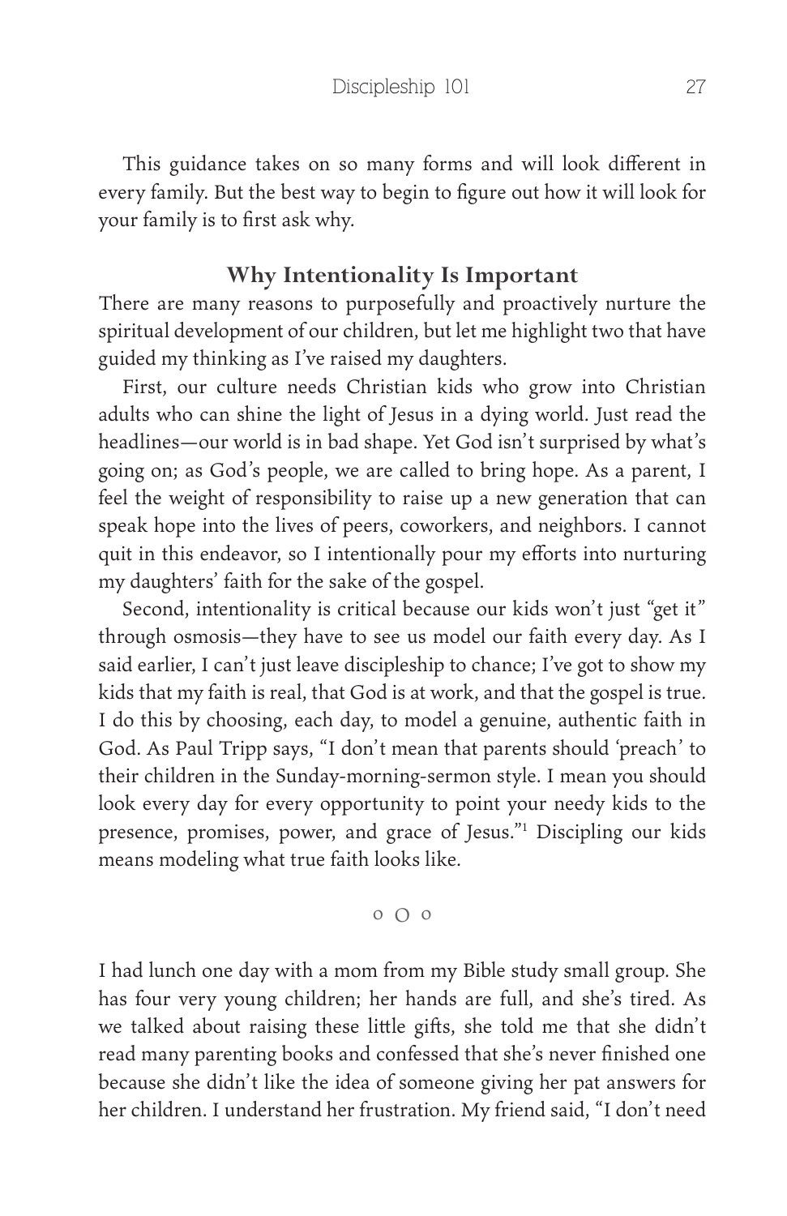This guidance takes on so many forms and will look different in every family. But the best way to begin to figure out how it will look for your family is to first ask why.

## Why Intentionality Is Important

There are many reasons to purposefully and proactively nurture the spiritual development of our children, but let me highlight two that have guided my thinking as I've raised my daughters.

First, our culture needs Christian kids who grow into Christian adults who can shine the light of Jesus in a dying world. Just read the headlines—our world is in bad shape. Yet God isn't surprised by what's going on; as God's people, we are called to bring hope. As a parent, I feel the weight of responsibility to raise up a new generation that can speak hope into the lives of peers, coworkers, and neighbors. I cannot quit in this endeavor, so I intentionally pour my efforts into nurturing my daughters' faith for the sake of the gospel.

Second, intentionality is critical because our kids won't just "get it" through osmosis—they have to see us model our faith every day. As I said earlier, I can't just leave discipleship to chance; I've got to show my kids that my faith is real, that God is at work, and that the gospel is true. I do this by choosing, each day, to model a genuine, authentic faith in God. As Paul Tripp says, "I don't mean that parents should 'preach' to their children in the Sunday-morning-sermon style. I mean you should look every day for every opportunity to point your needy kids to the presence, promises, power, and grace of Jesus."[1] Discipling our kids means modeling what true faith looks like.

o O o

I had lunch one day with a mom from my Bible study small group. She has four very young children; her hands are full, and she's tired. As we talked about raising these little gifts, she told me that she didn't read many parenting books and confessed that she's never finished one because she didn't like the idea of someone giving her pat answers for her children. I understand her frustration. My friend said, "I don't need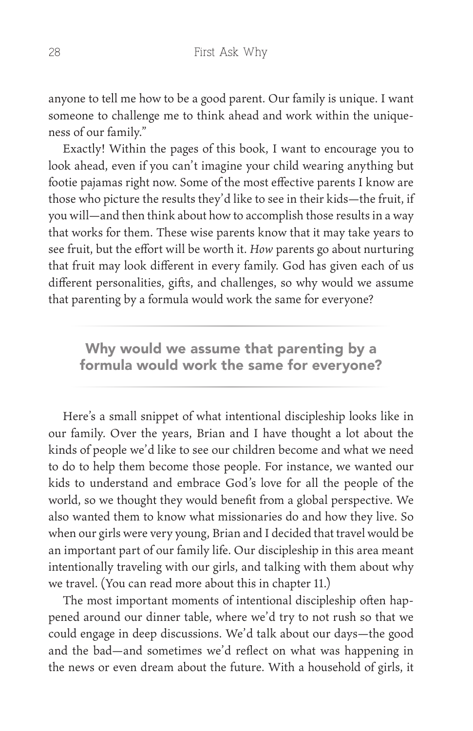anyone to tell me how to be a good parent. Our family is unique. I want someone to challenge me to think ahead and work within the uniqueness of our family."

Exactly! Within the pages of this book, I want to encourage you to look ahead, even if you can't imagine your child wearing anything but footie pajamas right now. Some of the most effective parents I know are those who picture the results they'd like to see in their kids—the fruit, if you will—and then think about how to accomplish those results in a way that works for them. These wise parents know that it may take years to see fruit, but the effort will be worth it. *How* parents go about nurturing that fruit may look different in every family. God has given each of us different personalities, gifts, and challenges, so why would we assume that parenting by a formula would work the same for everyone?

**Why would we assume that parenting by a formula would work the same for everyone?**

Here's a small snippet of what intentional discipleship looks like in our family. Over the years, Brian and I have thought a lot about the kinds of people we'd like to see our children become and what we need to do to help them become those people. For instance, we wanted our kids to understand and embrace God's love for all the people of the world, so we thought they would benefit from a global perspective. We also wanted them to know what missionaries do and how they live. So when our girls were very young, Brian and I decided that travel would be an important part of our family life. Our discipleship in this area meant intentionally traveling with our girls, and talking with them about why we travel. (You can read more about this in chapter 11.)

The most important moments of intentional discipleship often happened around our dinner table, where we'd try to not rush so that we could engage in deep discussions. We'd talk about our days—the good and the bad—and sometimes we'd reflect on what was happening in the news or even dream about the future. With a household of girls, it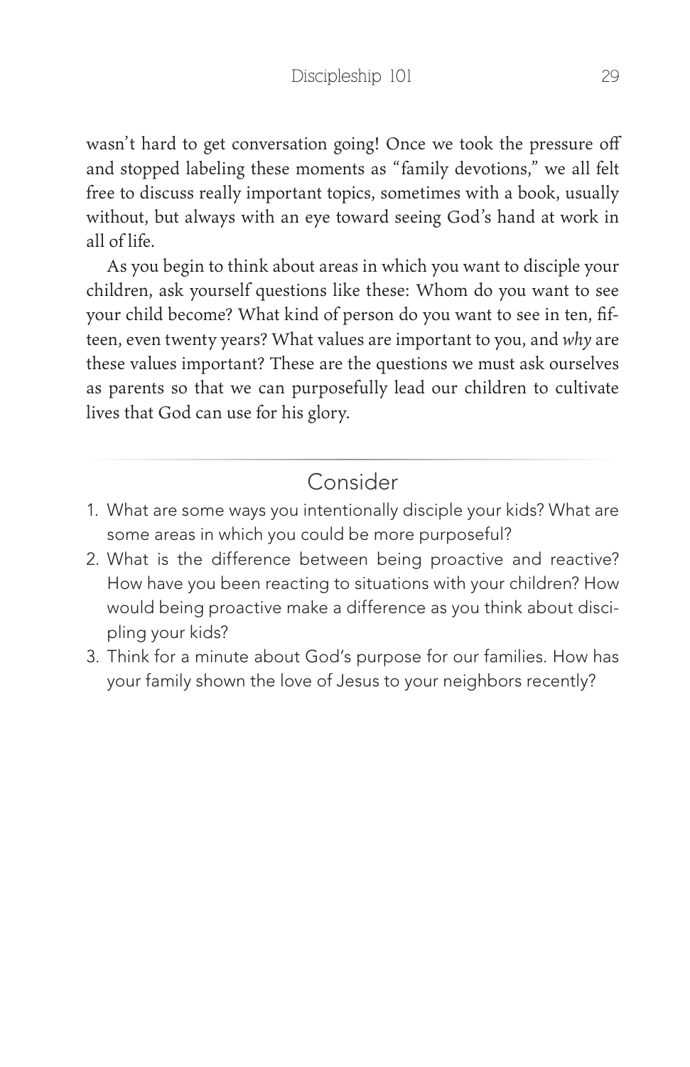wasn't hard to get conversation going! Once we took the pressure off and stopped labeling these moments as "family devotions," we all felt free to discuss really important topics, sometimes with a book, usually without, but always with an eye toward seeing God's hand at work in all of life.

As you begin to think about areas in which you want to disciple your children, ask yourself questions like these: Whom do you want to see your child become? What kind of person do you want to see in ten, fifteen, even twenty years? What values are important to you, and *why* are these values important? These are the questions we must ask ourselves as parents so that we can purposefully lead our children to cultivate lives that God can use for his glory.

## Consider

1. What are some ways you intentionally disciple your kids? What are some areas in which you could be more purposeful?
2. What is the difference between being proactive and reactive? How have you been reacting to situations with your children? How would being proactive make a difference as you think about discipling your kids?
3. Think for a minute about God's purpose for our families. How has your family shown the love of Jesus to your neighbors recently?